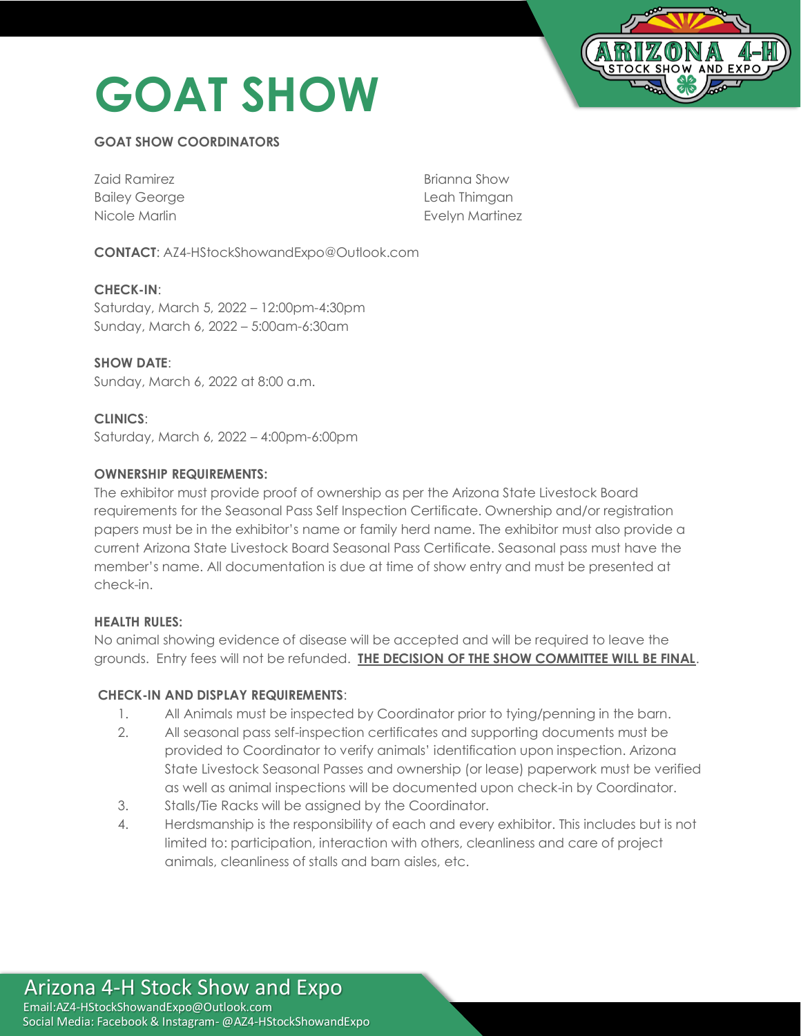# GOAT SHOW

**GOAT SHOW COORDINATORS**

Zaid Ramirez
Bailey George
Nicole Marlin
Brianna Show
Leah Thimgan
Evelyn Martinez

**CONTACT**: AZ4-HStockShowandExpo@Outlook.com

**CHECK-IN**:
Saturday, March 5, 2022 – 12:00pm-4:30pm
Sunday, March 6, 2022 – 5:00am-6:30am

**SHOW DATE**:
Sunday, March 6, 2022 at 8:00 a.m.

**CLINICS**:
Saturday, March 6, 2022 – 4:00pm-6:00pm

**OWNERSHIP REQUIREMENTS:**
The exhibitor must provide proof of ownership as per the Arizona State Livestock Board requirements for the Seasonal Pass Self Inspection Certificate. Ownership and/or registration papers must be in the exhibitor's name or family herd name. The exhibitor must also provide a current Arizona State Livestock Board Seasonal Pass Certificate. Seasonal pass must have the member's name. All documentation is due at time of show entry and must be presented at check-in.

**HEALTH RULES:**
No animal showing evidence of disease will be accepted and will be required to leave the grounds. Entry fees will not be refunded. **THE DECISION OF THE SHOW COMMITTEE WILL BE FINAL**.

**CHECK-IN AND DISPLAY REQUIREMENTS**:

1. All Animals must be inspected by Coordinator prior to tying/penning in the barn.
2. All seasonal pass self-inspection certificates and supporting documents must be provided to Coordinator to verify animals' identification upon inspection. Arizona State Livestock Seasonal Passes and ownership (or lease) paperwork must be verified as well as animal inspections will be documented upon check-in by Coordinator.
3. Stalls/Tie Racks will be assigned by the Coordinator.
4. Herdsmanship is the responsibility of each and every exhibitor. This includes but is not limited to: participation, interaction with others, cleanliness and care of project animals, cleanliness of stalls and barn aisles, etc.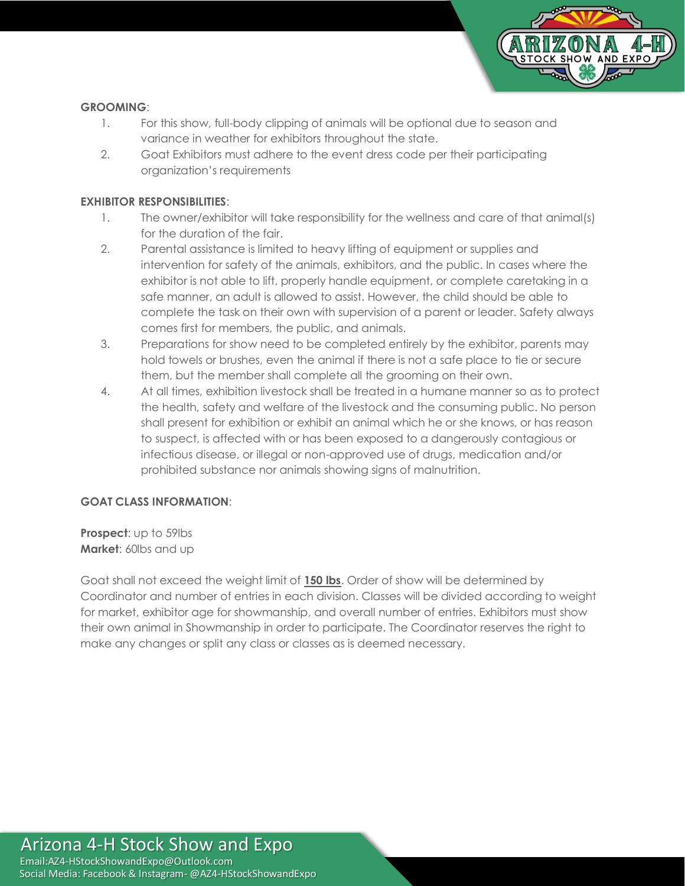**GROOMING**:

1. For this show, full-body clipping of animals will be optional due to season and variance in weather for exhibitors throughout the state.
2. Goat Exhibitors must adhere to the event dress code per their participating organization's requirements

**EXHIBITOR RESPONSIBILITIES**:

1. The owner/exhibitor will take responsibility for the wellness and care of that animal(s) for the duration of the fair.
2. Parental assistance is limited to heavy lifting of equipment or supplies and intervention for safety of the animals, exhibitors, and the public. In cases where the exhibitor is not able to lift, properly handle equipment, or complete caretaking in a safe manner, an adult is allowed to assist. However, the child should be able to complete the task on their own with supervision of a parent or leader. Safety always comes first for members, the public, and animals.
3. Preparations for show need to be completed entirely by the exhibitor, parents may hold towels or brushes, even the animal if there is not a safe place to tie or secure them, but the member shall complete all the grooming on their own.
4. At all times, exhibition livestock shall be treated in a humane manner so as to protect the health, safety and welfare of the livestock and the consuming public. No person shall present for exhibition or exhibit an animal which he or she knows, or has reason to suspect, is affected with or has been exposed to a dangerously contagious or infectious disease, or illegal or non-approved use of drugs, medication and/or prohibited substance nor animals showing signs of malnutrition.

**GOAT CLASS INFORMATION**:

**Prospect**: up to 59lbs
**Market**: 60lbs and up

Goat shall not exceed the weight limit of **150 lbs**. Order of show will be determined by Coordinator and number of entries in each division. Classes will be divided according to weight for market, exhibitor age for showmanship, and overall number of entries. Exhibitors must show their own animal in Showmanship in order to participate. The Coordinator reserves the right to make any changes or split any class or classes as is deemed necessary.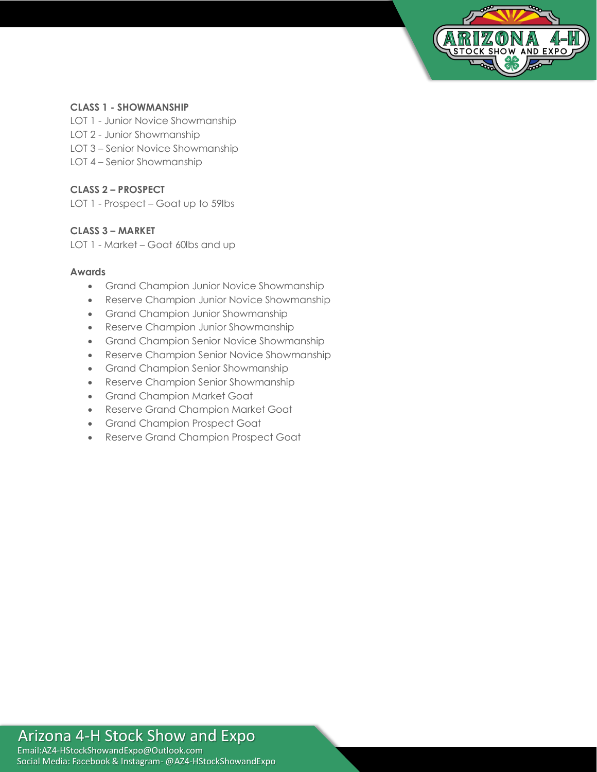**CLASS 1 - SHOWMANSHIP**

LOT 1 - Junior Novice Showmanship
LOT 2 - Junior Showmanship
LOT 3 – Senior Novice Showmanship
LOT 4 – Senior Showmanship

**CLASS 2 – PROSPECT**

LOT 1 - Prospect – Goat up to 59lbs

**CLASS 3 – MARKET**

LOT 1 - Market – Goat 60lbs and up

**Awards**

- Grand Champion Junior Novice Showmanship
- Reserve Champion Junior Novice Showmanship
- Grand Champion Junior Showmanship
- Reserve Champion Junior Showmanship
- Grand Champion Senior Novice Showmanship
- Reserve Champion Senior Novice Showmanship
- Grand Champion Senior Showmanship
- Reserve Champion Senior Showmanship
- Grand Champion Market Goat
- Reserve Grand Champion Market Goat
- Grand Champion Prospect Goat
- Reserve Grand Champion Prospect Goat